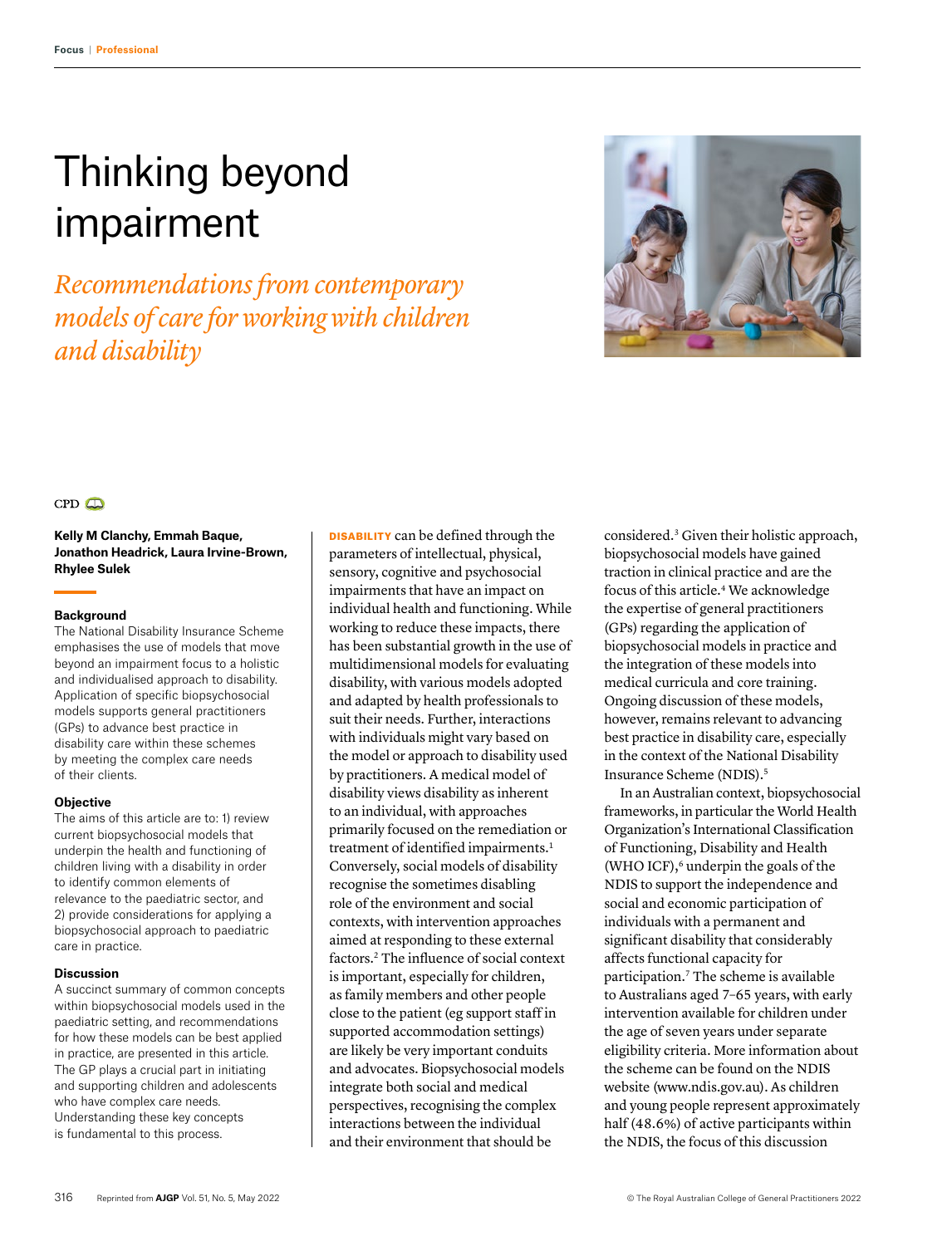# Thinking beyond impairment

*Recommendations from contemporary models of care for working with children and disability*

CPD

**Kelly M Clanchy, Emmah Baque, Jonathon Headrick, Laura Irvine-Brown, Rhylee Sulek**

### Background

The National Disability Insurance Scheme emphasises the use of models that move beyond an impairment focus to a holistic and individualised approach to disability. Application of specific biopsychosocial models supports general practitioners (GPs) to advance best practice in disability care within these schemes by meeting the complex care needs of their clients.

### Objective

The aims of this article are to: 1) review current biopsychosocial models that underpin the health and functioning of children living with a disability in order to identify common elements of relevance to the paediatric sector, and 2) provide considerations for applying a biopsychosocial approach to paediatric care in practice.

### Discussion

A succinct summary of common concepts within biopsychosocial models used in the paediatric setting, and recommendations for how these models can be best applied in practice, are presented in this article. The GP plays a crucial part in initiating and supporting children and adolescents who have complex care needs. Understanding these key concepts is fundamental to this process.

**DISABILITY** can be defined through the parameters of intellectual, physical, sensory, cognitive and psychosocial impairments that have an impact on individual health and functioning. While working to reduce these impacts, there has been substantial growth in the use of multidimensional models for evaluating disability, with various models adopted and adapted by health professionals to suit their needs. Further, interactions with individuals might vary based on the model or approach to disability used by practitioners. A medical model of disability views disability as inherent to an individual, with approaches primarily focused on the remediation or treatment of identified impairments.[1] Conversely, social models of disability recognise the sometimes disabling role of the environment and social contexts, with intervention approaches aimed at responding to these external factors.[2] The influence of social context is important, especially for children, as family members and other people close to the patient (eg support staff in supported accommodation settings) are likely be very important conduits and advocates. Biopsychosocial models integrate both social and medical perspectives, recognising the complex interactions between the individual and their environment that should be considered.[3] Given their holistic approach, biopsychosocial models have gained traction in clinical practice and are the focus of this article.[4] We acknowledge the expertise of general practitioners (GPs) regarding the application of biopsychosocial models in practice and the integration of these models into medical curricula and core training. Ongoing discussion of these models, however, remains relevant to advancing best practice in disability care, especially in the context of the National Disability Insurance Scheme (NDIS).[5]

In an Australian context, biopsychosocial frameworks, in particular the World Health Organization's International Classification of Functioning, Disability and Health (WHO ICF),[6] underpin the goals of the NDIS to support the independence and social and economic participation of individuals with a permanent and significant disability that considerably affects functional capacity for participation.[7] The scheme is available to Australians aged 7–65 years, with early intervention available for children under the age of seven years under separate eligibility criteria. More information about the scheme can be found on the NDIS website (www.ndis.gov.au). As children and young people represent approximately half (48.6%) of active participants within the NDIS, the focus of this discussion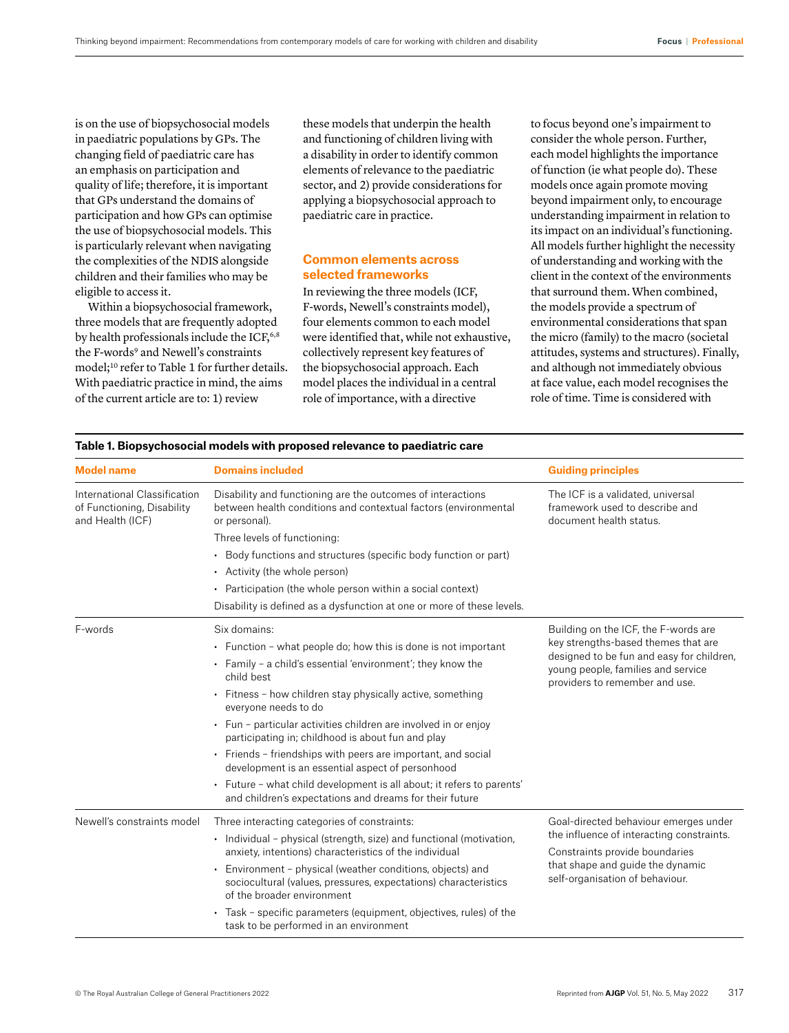is on the use of biopsychosocial models in paediatric populations by GPs. The changing field of paediatric care has an emphasis on participation and quality of life; therefore, it is important that GPs understand the domains of participation and how GPs can optimise the use of biopsychosocial models. This is particularly relevant when navigating the complexities of the NDIS alongside children and their families who may be eligible to access it.

Within a biopsychosocial framework, three models that are frequently adopted by health professionals include the ICF,[6,8] the F-words[9] and Newell's constraints model;[10] refer to Table 1 for further details. With paediatric practice in mind, the aims of the current article are to: 1) review these models that underpin the health and functioning of children living with a disability in order to identify common elements of relevance to the paediatric sector, and 2) provide considerations for applying a biopsychosocial approach to paediatric care in practice.

## Common elements across selected frameworks

In reviewing the three models (ICF, F-words, Newell's constraints model), four elements common to each model were identified that, while not exhaustive, collectively represent key features of the biopsychosocial approach. Each model places the individual in a central role of importance, with a directive to focus beyond one's impairment to consider the whole person. Further, each model highlights the importance of function (ie what people do). These models once again promote moving beyond impairment only, to encourage understanding impairment in relation to its impact on an individual's functioning. All models further highlight the necessity of understanding and working with the client in the context of the environments that surround them. When combined, the models provide a spectrum of environmental considerations that span the micro (family) to the macro (societal attitudes, systems and structures). Finally, and although not immediately obvious at face value, each model recognises the role of time. Time is considered with

**Table 1. Biopsychosocial models with proposed relevance to paediatric care**

| Model name | Domains included | Guiding principles |
|---|---|---|
| International Classification of Functioning, Disability and Health (ICF) | Disability and functioning are the outcomes of interactions between health conditions and contextual factors (environmental or personal).<br>Three levels of functioning:<br>• Body functions and structures (specific body function or part)<br>• Activity (the whole person)<br>• Participation (the whole person within a social context)<br>Disability is defined as a dysfunction at one or more of these levels. | The ICF is a validated, universal framework used to describe and document health status. |
| F-words | Six domains:<br>• Function – what people do; how this is done is not important<br>• Family – a child's essential 'environment'; they know the child best<br>• Fitness – how children stay physically active, something everyone needs to do<br>• Fun – particular activities children are involved in or enjoy participating in; childhood is about fun and play<br>• Friends – friendships with peers are important, and social development is an essential aspect of personhood<br>• Future – what child development is all about; it refers to parents' and children's expectations and dreams for their future | Building on the ICF, the F-words are key strengths-based themes that are designed to be fun and easy for children, young people, families and service providers to remember and use. |
| Newell's constraints model | Three interacting categories of constraints:<br>• Individual – physical (strength, size) and functional (motivation, anxiety, intentions) characteristics of the individual<br>• Environment – physical (weather conditions, objects) and sociocultural (values, pressures, expectations) characteristics of the broader environment<br>• Task – specific parameters (equipment, objectives, rules) of the task to be performed in an environment | Goal-directed behaviour emerges under the influence of interacting constraints.<br>Constraints provide boundaries that shape and guide the dynamic self-organisation of behaviour. |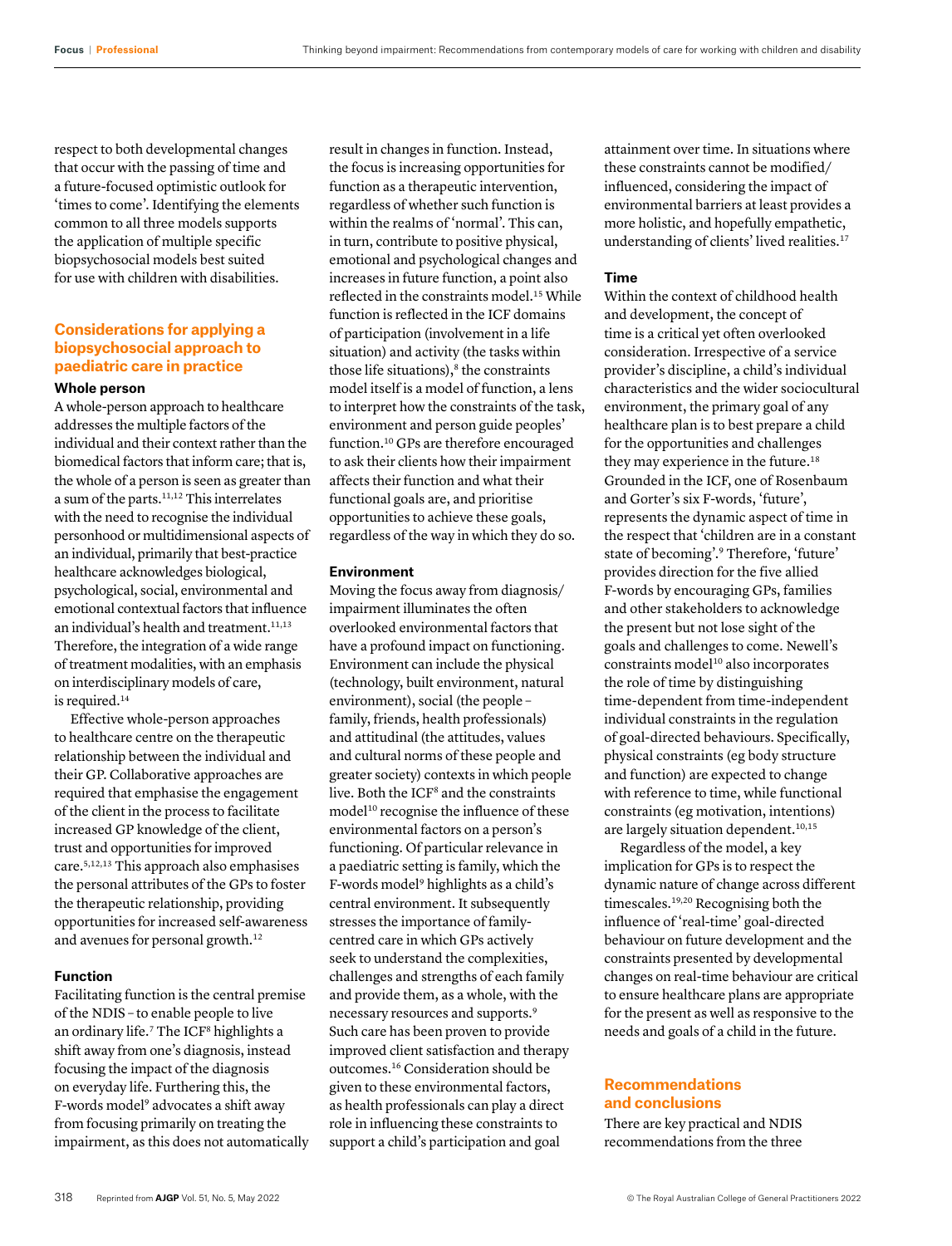respect to both developmental changes that occur with the passing of time and a future-focused optimistic outlook for 'times to come'. Identifying the elements common to all three models supports the application of multiple specific biopsychosocial models best suited for use with children with disabilities.

## Considerations for applying a biopsychosocial approach to paediatric care in practice

### Whole person

A whole-person approach to healthcare addresses the multiple factors of the individual and their context rather than the biomedical factors that inform care; that is, the whole of a person is seen as greater than a sum of the parts.[11,12] This interrelates with the need to recognise the individual personhood or multidimensional aspects of an individual, primarily that best-practice healthcare acknowledges biological, psychological, social, environmental and emotional contextual factors that influence an individual's health and treatment.[11,13] Therefore, the integration of a wide range of treatment modalities, with an emphasis on interdisciplinary models of care, is required.[14]

Effective whole-person approaches to healthcare centre on the therapeutic relationship between the individual and their GP. Collaborative approaches are required that emphasise the engagement of the client in the process to facilitate increased GP knowledge of the client, trust and opportunities for improved care.[5,12,13] This approach also emphasises the personal attributes of the GPs to foster the therapeutic relationship, providing opportunities for increased self-awareness and avenues for personal growth.[12]

### Function

Facilitating function is the central premise of the NDIS – to enable people to live an ordinary life.[7] The ICF[8] highlights a shift away from one's diagnosis, instead focusing the impact of the diagnosis on everyday life. Furthering this, the F-words model[9] advocates a shift away from focusing primarily on treating the impairment, as this does not automatically result in changes in function. Instead, the focus is increasing opportunities for function as a therapeutic intervention, regardless of whether such function is within the realms of 'normal'. This can, in turn, contribute to positive physical, emotional and psychological changes and increases in future function, a point also reflected in the constraints model.[15] While function is reflected in the ICF domains of participation (involvement in a life situation) and activity (the tasks within those life situations),[8] the constraints model itself is a model of function, a lens to interpret how the constraints of the task, environment and person guide peoples' function.[10] GPs are therefore encouraged to ask their clients how their impairment affects their function and what their functional goals are, and prioritise opportunities to achieve these goals, regardless of the way in which they do so.

### Environment

Moving the focus away from diagnosis/impairment illuminates the often overlooked environmental factors that have a profound impact on functioning. Environment can include the physical (technology, built environment, natural environment), social (the people – family, friends, health professionals) and attitudinal (the attitudes, values and cultural norms of these people and greater society) contexts in which people live. Both the ICF[8] and the constraints model[10] recognise the influence of these environmental factors on a person's functioning. Of particular relevance in a paediatric setting is family, which the F-words model[9] highlights as a child's central environment. It subsequently stresses the importance of family-centred care in which GPs actively seek to understand the complexities, challenges and strengths of each family and provide them, as a whole, with the necessary resources and supports.[9] Such care has been proven to provide improved client satisfaction and therapy outcomes.[16] Consideration should be given to these environmental factors, as health professionals can play a direct role in influencing these constraints to support a child's participation and goal attainment over time. In situations where these constraints cannot be modified/influenced, considering the impact of environmental barriers at least provides a more holistic, and hopefully empathetic, understanding of clients' lived realities.[17]

### Time

Within the context of childhood health and development, the concept of time is a critical yet often overlooked consideration. Irrespective of a service provider's discipline, a child's individual characteristics and the wider sociocultural environment, the primary goal of any healthcare plan is to best prepare a child for the opportunities and challenges they may experience in the future.[18] Grounded in the ICF, one of Rosenbaum and Gorter's six F-words, 'future', represents the dynamic aspect of time in the respect that 'children are in a constant state of becoming'.[9] Therefore, 'future' provides direction for the five allied F-words by encouraging GPs, families and other stakeholders to acknowledge the present but not lose sight of the goals and challenges to come. Newell's constraints model[10] also incorporates the role of time by distinguishing time-dependent from time-independent individual constraints in the regulation of goal-directed behaviours. Specifically, physical constraints (eg body structure and function) are expected to change with reference to time, while functional constraints (eg motivation, intentions) are largely situation dependent.[10,15]

Regardless of the model, a key implication for GPs is to respect the dynamic nature of change across different timescales.[19,20] Recognising both the influence of 'real-time' goal-directed behaviour on future development and the constraints presented by developmental changes on real-time behaviour are critical to ensure healthcare plans are appropriate for the present as well as responsive to the needs and goals of a child in the future.

## Recommendations and conclusions

There are key practical and NDIS recommendations from the three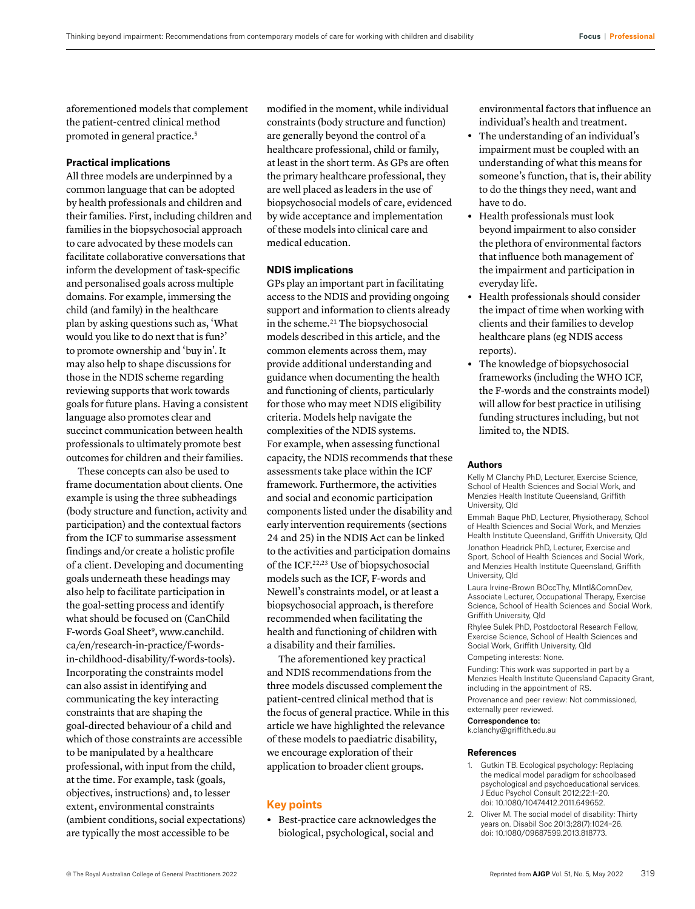aforementioned models that complement the patient-centred clinical method promoted in general practice.[5]

### Practical implications

All three models are underpinned by a common language that can be adopted by health professionals and children and their families. First, including children and families in the biopsychosocial approach to care advocated by these models can facilitate collaborative conversations that inform the development of task-specific and personalised goals across multiple domains. For example, immersing the child (and family) in the healthcare plan by asking questions such as, 'What would you like to do next that is fun?' to promote ownership and 'buy in'. It may also help to shape discussions for those in the NDIS scheme regarding reviewing supports that work towards goals for future plans. Having a consistent language also promotes clear and succinct communication between health professionals to ultimately promote best outcomes for children and their families.

These concepts can also be used to frame documentation about clients. One example is using the three subheadings (body structure and function, activity and participation) and the contextual factors from the ICF to summarise assessment findings and/or create a holistic profile of a client. Developing and documenting goals underneath these headings may also help to facilitate participation in the goal-setting process and identify what should be focused on (CanChild F-words Goal Sheet[9], www.canchild.ca/en/research-in-practice/f-words-in-childhood-disability/f-words-tools). Incorporating the constraints model can also assist in identifying and communicating the key interacting constraints that are shaping the goal-directed behaviour of a child and which of those constraints are accessible to be manipulated by a healthcare professional, with input from the child, at the time. For example, task (goals, objectives, instructions) and, to lesser extent, environmental constraints (ambient conditions, social expectations) are typically the most accessible to be modified in the moment, while individual constraints (body structure and function) are generally beyond the control of a healthcare professional, child or family, at least in the short term. As GPs are often the primary healthcare professional, they are well placed as leaders in the use of biopsychosocial models of care, evidenced by wide acceptance and implementation of these models into clinical care and medical education.

### NDIS implications

GPs play an important part in facilitating access to the NDIS and providing ongoing support and information to clients already in the scheme.[21] The biopsychosocial models described in this article, and the common elements across them, may provide additional understanding and guidance when documenting the health and functioning of clients, particularly for those who may meet NDIS eligibility criteria. Models help navigate the complexities of the NDIS systems. For example, when assessing functional capacity, the NDIS recommends that these assessments take place within the ICF framework. Furthermore, the activities and social and economic participation components listed under the disability and early intervention requirements (sections 24 and 25) in the NDIS Act can be linked to the activities and participation domains of the ICF.[22,23] Use of biopsychosocial models such as the ICF, F-words and Newell's constraints model, or at least a biopsychosocial approach, is therefore recommended when facilitating the health and functioning of children with a disability and their families.

The aforementioned key practical and NDIS recommendations from the three models discussed complement the patient-centred clinical method that is the focus of general practice. While in this article we have highlighted the relevance of these models to paediatric disability, we encourage exploration of their application to broader client groups.

## Key points

- Best-practice care acknowledges the biological, psychological, social and environmental factors that influence an individual's health and treatment.
- The understanding of an individual's impairment must be coupled with an understanding of what this means for someone's function, that is, their ability to do the things they need, want and have to do.
- Health professionals must look beyond impairment to also consider the plethora of environmental factors that influence both management of the impairment and participation in everyday life.
- Health professionals should consider the impact of time when working with clients and their families to develop healthcare plans (eg NDIS access reports).
- The knowledge of biopsychosocial frameworks (including the WHO ICF, the F-words and the constraints model) will allow for best practice in utilising funding structures including, but not limited to, the NDIS.

### Authors

Kelly M Clanchy PhD, Lecturer, Exercise Science, School of Health Sciences and Social Work, and Menzies Health Institute Queensland, Griffith University, Qld

Emmah Baque PhD, Lecturer, Physiotherapy, School of Health Sciences and Social Work, and Menzies Health Institute Queensland, Griffith University, Qld

Jonathon Headrick PhD, Lecturer, Exercise and Sport, School of Health Sciences and Social Work, and Menzies Health Institute Queensland, Griffith University, Qld

Laura Irvine-Brown BOccThy, MIntl&CommDev, Associate Lecturer, Occupational Therapy, Exercise Science, School of Health Sciences and Social Work, Griffith University, Qld

Rhylee Sulek PhD, Postdoctoral Research Fellow, Exercise Science, School of Health Sciences and Social Work, Griffith University, Qld

Competing interests: None.

Funding: This work was supported in part by a Menzies Health Institute Queensland Capacity Grant, including in the appointment of RS.

Provenance and peer review: Not commissioned, externally peer reviewed.

**Correspondence to:**
k.clanchy@griffith.edu.au

### References

1. Gutkin TB. Ecological psychology: Replacing the medical model paradigm for schoolbased psychological and psychoeducational services. J Educ Psychol Consult 2012;22:1–20. doi: 10.1080/10474412.2011.649652.
2. Oliver M. The social model of disability: Thirty years on. Disabil Soc 2013;28(7):1024–26. doi: 10.1080/09687599.2013.818773.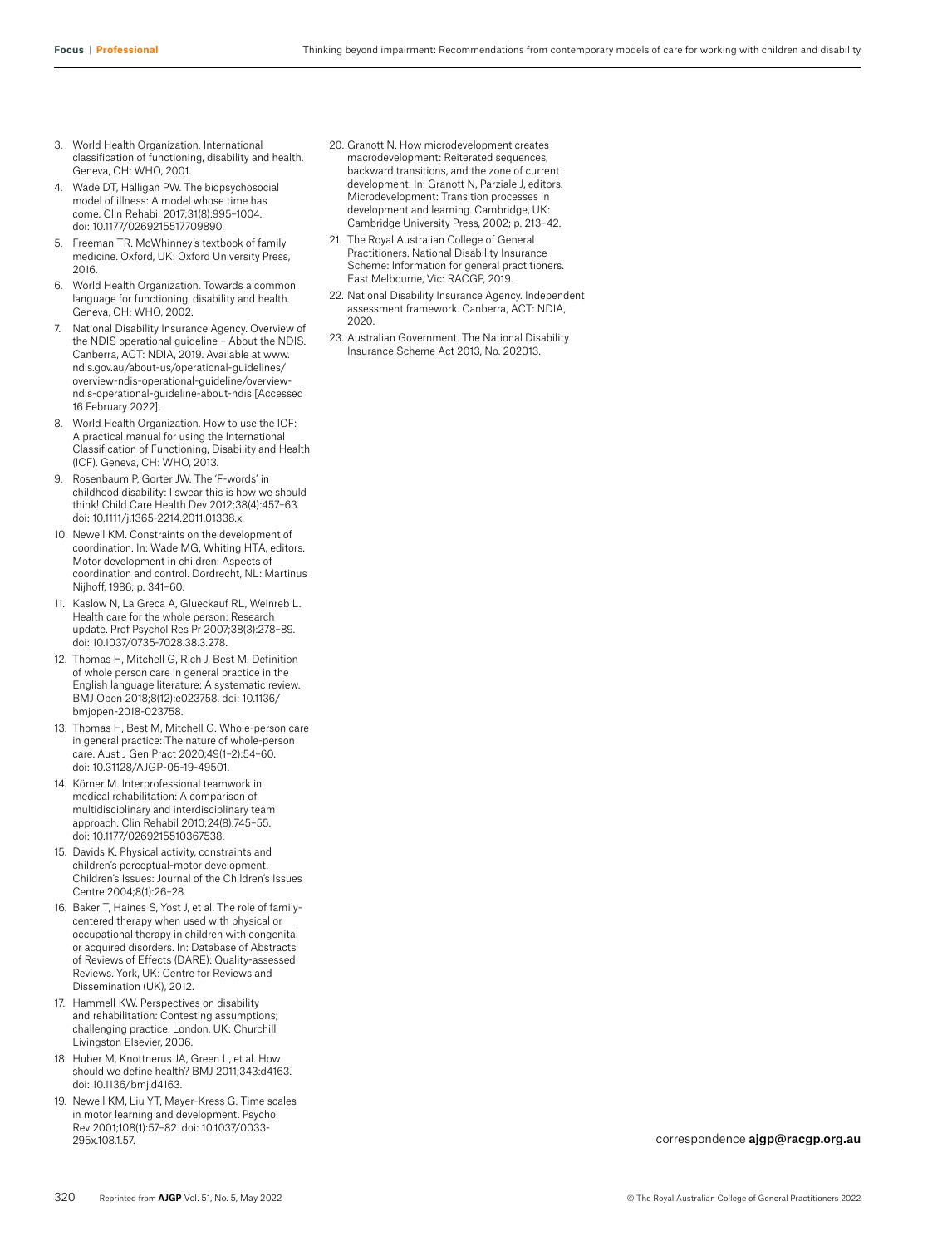3. World Health Organization. International classification of functioning, disability and health. Geneva, CH: WHO, 2001.
4. Wade DT, Halligan PW. The biopsychosocial model of illness: A model whose time has come. Clin Rehabil 2017;31(8):995–1004. doi: 10.1177/0269215517709890.
5. Freeman TR. McWhinney's textbook of family medicine. Oxford, UK: Oxford University Press, 2016.
6. World Health Organization. Towards a common language for functioning, disability and health. Geneva, CH: WHO, 2002.
7. National Disability Insurance Agency. Overview of the NDIS operational guideline – About the NDIS. Canberra, ACT: NDIA, 2019. Available at www.ndis.gov.au/about-us/operational-guidelines/overview-ndis-operational-guideline/overview-ndis-operational-guideline-about-ndis [Accessed 16 February 2022].
8. World Health Organization. How to use the ICF: A practical manual for using the International Classification of Functioning, Disability and Health (ICF). Geneva, CH: WHO, 2013.
9. Rosenbaum P, Gorter JW. The 'F-words' in childhood disability: I swear this is how we should think! Child Care Health Dev 2012;38(4):457–63. doi: 10.1111/j.1365-2214.2011.01338.x.
10. Newell KM. Constraints on the development of coordination. In: Wade MG, Whiting HTA, editors. Motor development in children: Aspects of coordination and control. Dordrecht, NL: Martinus Nijhoff, 1986; p. 341–60.
11. Kaslow N, La Greca A, Glueckauf RL, Weinreb L. Health care for the whole person: Research update. Prof Psychol Res Pr 2007;38(3):278–89. doi: 10.1037/0735-7028.38.3.278.
12. Thomas H, Mitchell G, Rich J, Best M. Definition of whole person care in general practice in the English language literature: A systematic review. BMJ Open 2018;8(12):e023758. doi: 10.1136/bmjopen-2018-023758.
13. Thomas H, Best M, Mitchell G. Whole-person care in general practice: The nature of whole-person care. Aust J Gen Pract 2020;49(1–2):54–60. doi: 10.31128/AJGP-05-19-49501.
14. Körner M. Interprofessional teamwork in medical rehabilitation: A comparison of multidisciplinary and interdisciplinary team approach. Clin Rehabil 2010;24(8):745–55. doi: 10.1177/0269215510367538.
15. Davids K. Physical activity, constraints and children's perceptual-motor development. Children's Issues: Journal of the Children's Issues Centre 2004;8(1):26–28.
16. Baker T, Haines S, Yost J, et al. The role of family-centered therapy when used with physical or occupational therapy in children with congenital or acquired disorders. In: Database of Abstracts of Reviews of Effects (DARE): Quality-assessed Reviews. York, UK: Centre for Reviews and Dissemination (UK), 2012.
17. Hammell KW. Perspectives on disability and rehabilitation: Contesting assumptions; challenging practice. London, UK: Churchill Livingston Elsevier, 2006.
18. Huber M, Knottnerus JA, Green L, et al. How should we define health? BMJ 2011;343:d4163. doi: 10.1136/bmj.d4163.
19. Newell KM, Liu YT, Mayer-Kress G. Time scales in motor learning and development. Psychol Rev 2001;108(1):57–82. doi: 10.1037/0033-295x.108.1.57.
20. Granott N. How microdevelopment creates macrodevelopment: Reiterated sequences, backward transitions, and the zone of current development. In: Granott N, Parziale J, editors. Microdevelopment: Transition processes in development and learning. Cambridge, UK: Cambridge University Press, 2002; p. 213–42.
21. The Royal Australian College of General Practitioners. National Disability Insurance Scheme: Information for general practitioners. East Melbourne, Vic: RACGP, 2019.
22. National Disability Insurance Agency. Independent assessment framework. Canberra, ACT: NDIA, 2020.
23. Australian Government. The National Disability Insurance Scheme Act 2013, No. 202013.

correspondence **ajgp@racgp.org.au**